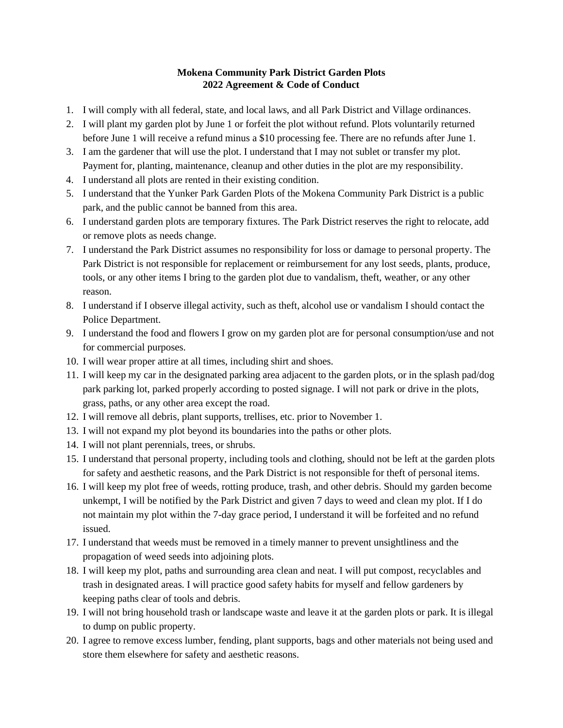**Mokena Community Park District Garden Plots**
**2022 Agreement & Code of Conduct**

1. I will comply with all federal, state, and local laws, and all Park District and Village ordinances.
2. I will plant my garden plot by June 1 or forfeit the plot without refund. Plots voluntarily returned before June 1 will receive a refund minus a $10 processing fee. There are no refunds after June 1.
3. I am the gardener that will use the plot. I understand that I may not sublet or transfer my plot. Payment for, planting, maintenance, cleanup and other duties in the plot are my responsibility.
4. I understand all plots are rented in their existing condition.
5. I understand that the Yunker Park Garden Plots of the Mokena Community Park District is a public park, and the public cannot be banned from this area.
6. I understand garden plots are temporary fixtures. The Park District reserves the right to relocate, add or remove plots as needs change.
7. I understand the Park District assumes no responsibility for loss or damage to personal property. The Park District is not responsible for replacement or reimbursement for any lost seeds, plants, produce, tools, or any other items I bring to the garden plot due to vandalism, theft, weather, or any other reason.
8. I understand if I observe illegal activity, such as theft, alcohol use or vandalism I should contact the Police Department.
9. I understand the food and flowers I grow on my garden plot are for personal consumption/use and not for commercial purposes.
10. I will wear proper attire at all times, including shirt and shoes.
11. I will keep my car in the designated parking area adjacent to the garden plots, or in the splash pad/dog park parking lot, parked properly according to posted signage. I will not park or drive in the plots, grass, paths, or any other area except the road.
12. I will remove all debris, plant supports, trellises, etc. prior to November 1.
13. I will not expand my plot beyond its boundaries into the paths or other plots.
14. I will not plant perennials, trees, or shrubs.
15. I understand that personal property, including tools and clothing, should not be left at the garden plots for safety and aesthetic reasons, and the Park District is not responsible for theft of personal items.
16. I will keep my plot free of weeds, rotting produce, trash, and other debris. Should my garden become unkempt, I will be notified by the Park District and given 7 days to weed and clean my plot. If I do not maintain my plot within the 7-day grace period, I understand it will be forfeited and no refund issued.
17. I understand that weeds must be removed in a timely manner to prevent unsightliness and the propagation of weed seeds into adjoining plots.
18. I will keep my plot, paths and surrounding area clean and neat. I will put compost, recyclables and trash in designated areas. I will practice good safety habits for myself and fellow gardeners by keeping paths clear of tools and debris.
19. I will not bring household trash or landscape waste and leave it at the garden plots or park. It is illegal to dump on public property.
20. I agree to remove excess lumber, fending, plant supports, bags and other materials not being used and store them elsewhere for safety and aesthetic reasons.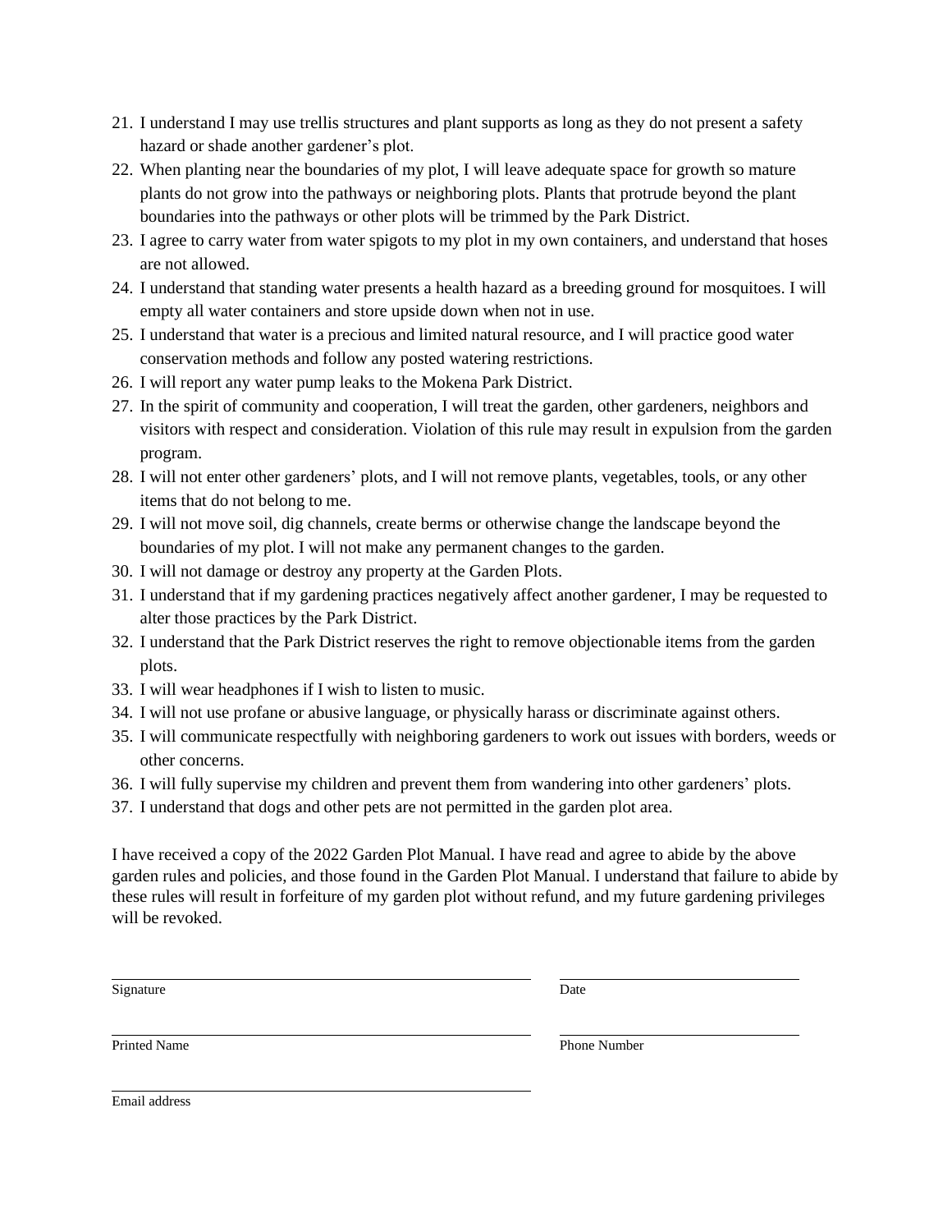21. I understand I may use trellis structures and plant supports as long as they do not present a safety hazard or shade another gardener's plot.
22. When planting near the boundaries of my plot, I will leave adequate space for growth so mature plants do not grow into the pathways or neighboring plots. Plants that protrude beyond the plant boundaries into the pathways or other plots will be trimmed by the Park District.
23. I agree to carry water from water spigots to my plot in my own containers, and understand that hoses are not allowed.
24. I understand that standing water presents a health hazard as a breeding ground for mosquitoes. I will empty all water containers and store upside down when not in use.
25. I understand that water is a precious and limited natural resource, and I will practice good water conservation methods and follow any posted watering restrictions.
26. I will report any water pump leaks to the Mokena Park District.
27. In the spirit of community and cooperation, I will treat the garden, other gardeners, neighbors and visitors with respect and consideration. Violation of this rule may result in expulsion from the garden program.
28. I will not enter other gardeners' plots, and I will not remove plants, vegetables, tools, or any other items that do not belong to me.
29. I will not move soil, dig channels, create berms or otherwise change the landscape beyond the boundaries of my plot. I will not make any permanent changes to the garden.
30. I will not damage or destroy any property at the Garden Plots.
31. I understand that if my gardening practices negatively affect another gardener, I may be requested to alter those practices by the Park District.
32. I understand that the Park District reserves the right to remove objectionable items from the garden plots.
33. I will wear headphones if I wish to listen to music.
34. I will not use profane or abusive language, or physically harass or discriminate against others.
35. I will communicate respectfully with neighboring gardeners to work out issues with borders, weeds or other concerns.
36. I will fully supervise my children and prevent them from wandering into other gardeners' plots.
37. I understand that dogs and other pets are not permitted in the garden plot area.

I have received a copy of the 2022 Garden Plot Manual. I have read and agree to abide by the above garden rules and policies, and those found in the Garden Plot Manual. I understand that failure to abide by these rules will result in forfeiture of my garden plot without refund, and my future gardening privileges will be revoked.

Signature ______________________ Date ______________________

Printed Name ______________________ Phone Number ______________________

Email address ______________________